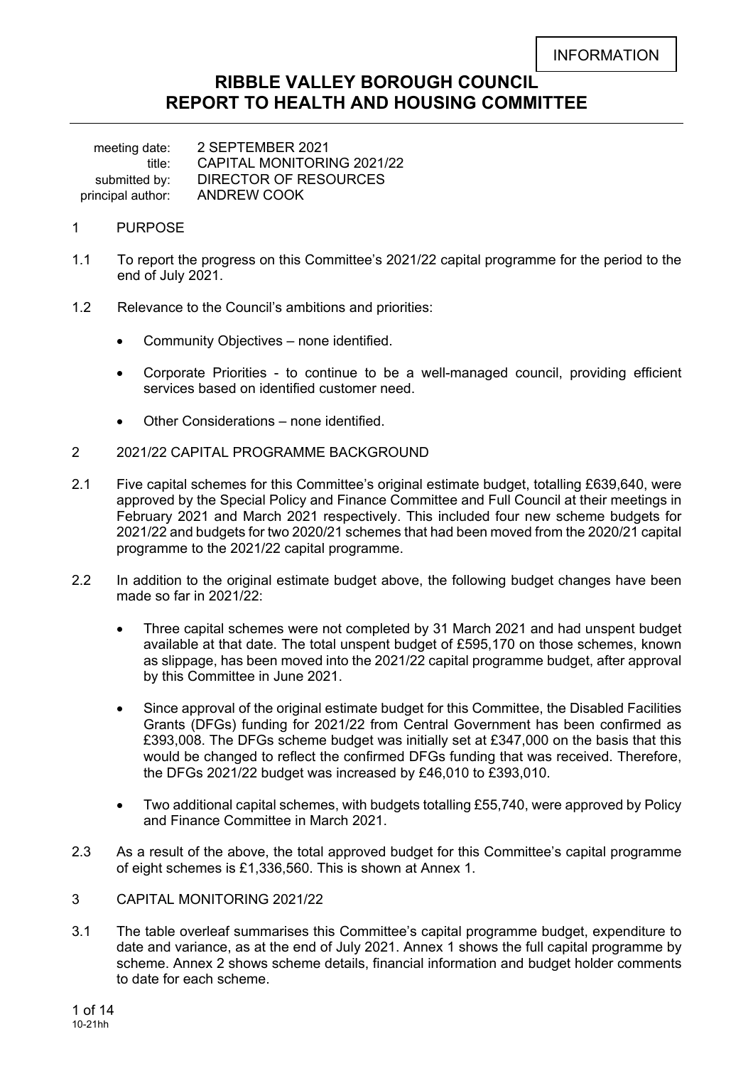INFORMATION

# RIBBLE VALLEY BOROUGH COUNCIL
# REPORT TO HEALTH AND HOUSING COMMITTEE

| | |
|---|---|
| meeting date: | 2 SEPTEMBER 2021 |
| title: | CAPITAL MONITORING 2021/22 |
| submitted by: | DIRECTOR OF RESOURCES |
| principal author: | ANDREW COOK |

## 1 PURPOSE

1.1 To report the progress on this Committee's 2021/22 capital programme for the period to the end of July 2021.

1.2 Relevance to the Council's ambitions and priorities:

- Community Objectives – none identified.
- Corporate Priorities - to continue to be a well-managed council, providing efficient services based on identified customer need.
- Other Considerations – none identified.

## 2 2021/22 CAPITAL PROGRAMME BACKGROUND

2.1 Five capital schemes for this Committee's original estimate budget, totalling £639,640, were approved by the Special Policy and Finance Committee and Full Council at their meetings in February 2021 and March 2021 respectively. This included four new scheme budgets for 2021/22 and budgets for two 2020/21 schemes that had been moved from the 2020/21 capital programme to the 2021/22 capital programme.

2.2 In addition to the original estimate budget above, the following budget changes have been made so far in 2021/22:

- Three capital schemes were not completed by 31 March 2021 and had unspent budget available at that date. The total unspent budget of £595,170 on those schemes, known as slippage, has been moved into the 2021/22 capital programme budget, after approval by this Committee in June 2021.
- Since approval of the original estimate budget for this Committee, the Disabled Facilities Grants (DFGs) funding for 2021/22 from Central Government has been confirmed as £393,008. The DFGs scheme budget was initially set at £347,000 on the basis that this would be changed to reflect the confirmed DFGs funding that was received. Therefore, the DFGs 2021/22 budget was increased by £46,010 to £393,010.
- Two additional capital schemes, with budgets totalling £55,740, were approved by Policy and Finance Committee in March 2021.

2.3 As a result of the above, the total approved budget for this Committee's capital programme of eight schemes is £1,336,560. This is shown at Annex 1.

## 3 CAPITAL MONITORING 2021/22

3.1 The table overleaf summarises this Committee's capital programme budget, expenditure to date and variance, as at the end of July 2021. Annex 1 shows the full capital programme by scheme. Annex 2 shows scheme details, financial information and budget holder comments to date for each scheme.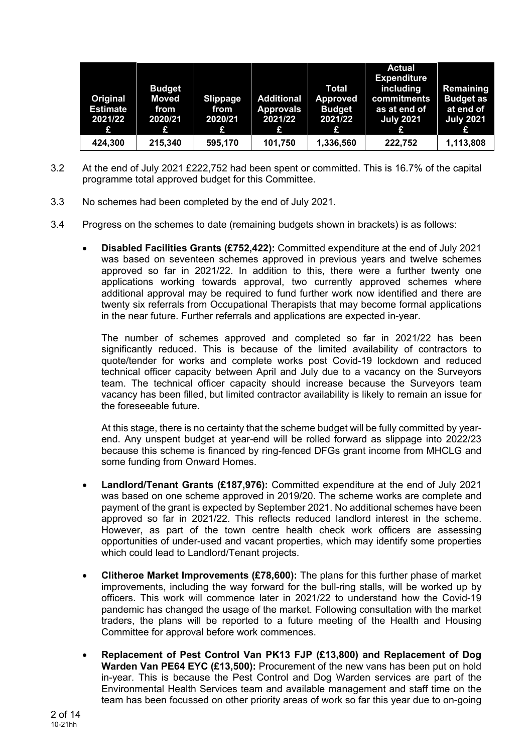| Original Estimate 2021/22 £ | Budget Moved from 2020/21 £ | Slippage from 2020/21 £ | Additional Approvals 2021/22 £ | Total Approved Budget 2021/22 £ | Actual Expenditure including commitments as at end of July 2021 £ | Remaining Budget as at end of July 2021 £ |
|---|---|---|---|---|---|---|
| 424,300 | 215,340 | 595,170 | 101,750 | 1,336,560 | 222,752 | 1,113,808 |

3.2 At the end of July 2021 £222,752 had been spent or committed. This is 16.7% of the capital programme total approved budget for this Committee.

3.3 No schemes had been completed by the end of July 2021.

3.4 Progress on the schemes to date (remaining budgets shown in brackets) is as follows:

- **Disabled Facilities Grants (£752,422):** Committed expenditure at the end of July 2021 was based on seventeen schemes approved in previous years and twelve schemes approved so far in 2021/22. In addition to this, there were a further twenty one applications working towards approval, two currently approved schemes where additional approval may be required to fund further work now identified and there are twenty six referrals from Occupational Therapists that may become formal applications in the near future. Further referrals and applications are expected in-year.

  The number of schemes approved and completed so far in 2021/22 has been significantly reduced. This is because of the limited availability of contractors to quote/tender for works and complete works post Covid-19 lockdown and reduced technical officer capacity between April and July due to a vacancy on the Surveyors team. The technical officer capacity should increase because the Surveyors team vacancy has been filled, but limited contractor availability is likely to remain an issue for the foreseeable future.

  At this stage, there is no certainty that the scheme budget will be fully committed by year-end. Any unspent budget at year-end will be rolled forward as slippage into 2022/23 because this scheme is financed by ring-fenced DFGs grant income from MHCLG and some funding from Onward Homes.

- **Landlord/Tenant Grants (£187,976):** Committed expenditure at the end of July 2021 was based on one scheme approved in 2019/20. The scheme works are complete and payment of the grant is expected by September 2021. No additional schemes have been approved so far in 2021/22. This reflects reduced landlord interest in the scheme. However, as part of the town centre health check work officers are assessing opportunities of under-used and vacant properties, which may identify some properties which could lead to Landlord/Tenant projects.

- **Clitheroe Market Improvements (£78,600):** The plans for this further phase of market improvements, including the way forward for the bull-ring stalls, will be worked up by officers. This work will commence later in 2021/22 to understand how the Covid-19 pandemic has changed the usage of the market. Following consultation with the market traders, the plans will be reported to a future meeting of the Health and Housing Committee for approval before work commences.

- **Replacement of Pest Control Van PK13 FJP (£13,800) and Replacement of Dog Warden Van PE64 EYC (£13,500):** Procurement of the new vans has been put on hold in-year. This is because the Pest Control and Dog Warden services are part of the Environmental Health Services team and available management and staff time on the team has been focussed on other priority areas of work so far this year due to on-going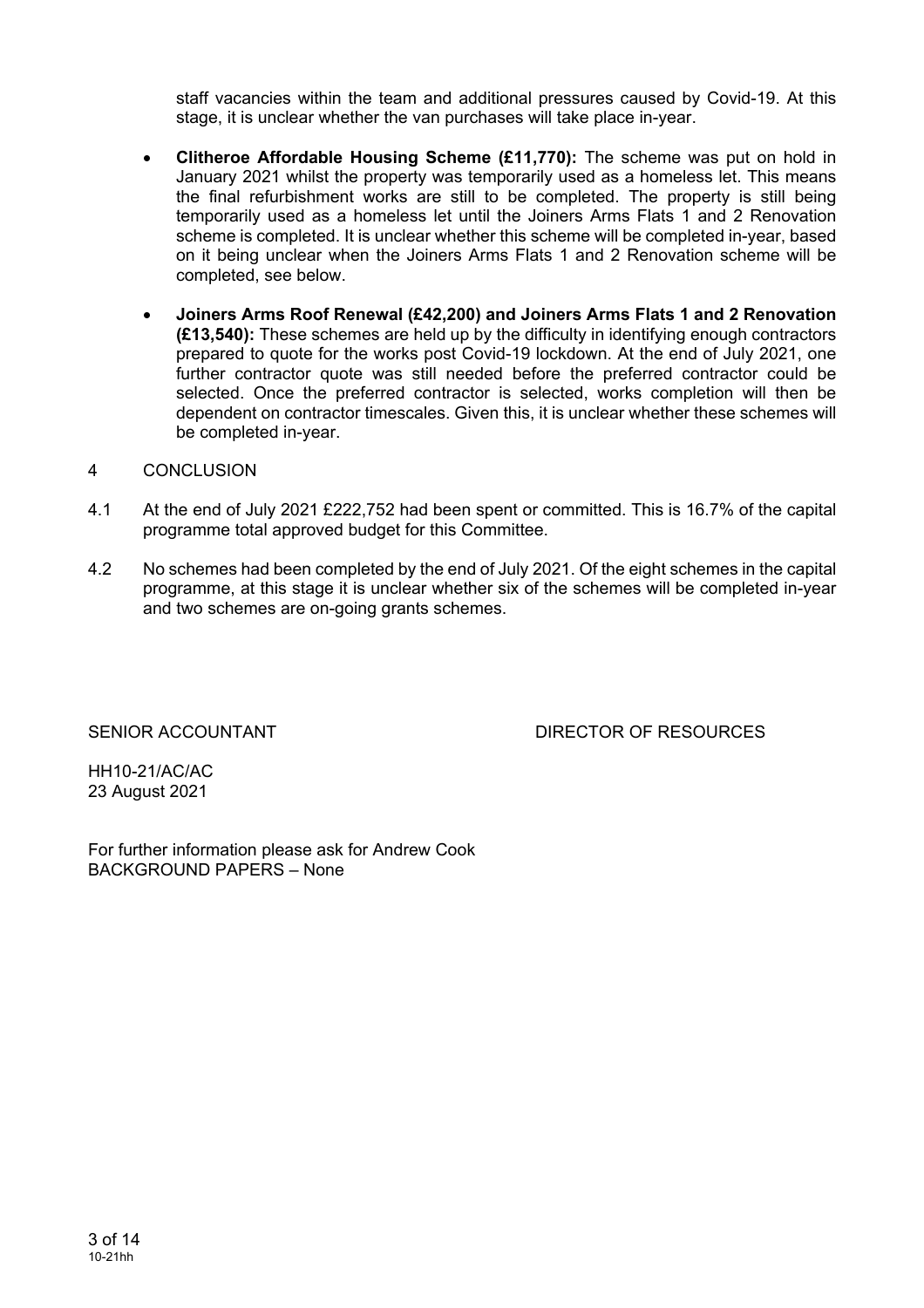staff vacancies within the team and additional pressures caused by Covid-19. At this stage, it is unclear whether the van purchases will take place in-year.

- **Clitheroe Affordable Housing Scheme (£11,770):** The scheme was put on hold in January 2021 whilst the property was temporarily used as a homeless let. This means the final refurbishment works are still to be completed. The property is still being temporarily used as a homeless let until the Joiners Arms Flats 1 and 2 Renovation scheme is completed. It is unclear whether this scheme will be completed in-year, based on it being unclear when the Joiners Arms Flats 1 and 2 Renovation scheme will be completed, see below.

- **Joiners Arms Roof Renewal (£42,200) and Joiners Arms Flats 1 and 2 Renovation (£13,540):** These schemes are held up by the difficulty in identifying enough contractors prepared to quote for the works post Covid-19 lockdown. At the end of July 2021, one further contractor quote was still needed before the preferred contractor could be selected. Once the preferred contractor is selected, works completion will then be dependent on contractor timescales. Given this, it is unclear whether these schemes will be completed in-year.

## 4 CONCLUSION

4.1 At the end of July 2021 £222,752 had been spent or committed. This is 16.7% of the capital programme total approved budget for this Committee.

4.2 No schemes had been completed by the end of July 2021. Of the eight schemes in the capital programme, at this stage it is unclear whether six of the schemes will be completed in-year and two schemes are on-going grants schemes.

SENIOR ACCOUNTANT DIRECTOR OF RESOURCES

HH10-21/AC/AC
23 August 2021

For further information please ask for Andrew Cook
BACKGROUND PAPERS – None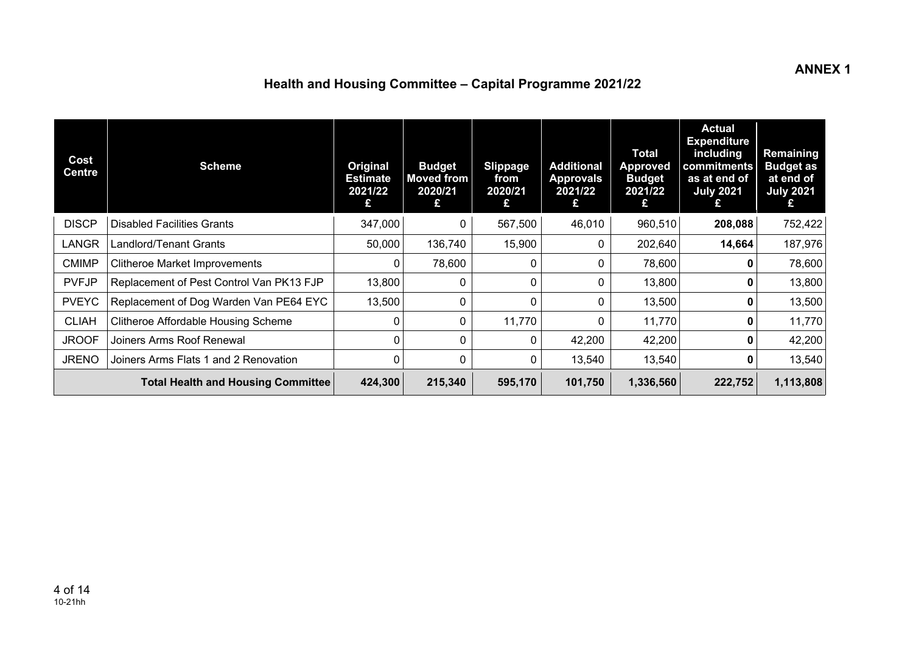**ANNEX 1**

## Health and Housing Committee – Capital Programme 2021/22

| Cost Centre | Scheme | Original Estimate 2021/22 £ | Budget Moved from 2020/21 £ | Slippage from 2020/21 £ | Additional Approvals 2021/22 £ | Total Approved Budget 2021/22 £ | Actual Expenditure including commitments as at end of July 2021 £ | Remaining Budget as at end of July 2021 £ |
|---|---|---|---|---|---|---|---|---|
| DISCP | Disabled Facilities Grants | 347,000 | 0 | 567,500 | 46,010 | 960,510 | **208,088** | 752,422 |
| LANGR | Landlord/Tenant Grants | 50,000 | 136,740 | 15,900 | 0 | 202,640 | **14,664** | 187,976 |
| CMIMP | Clitheroe Market Improvements | 0 | 78,600 | 0 | 0 | 78,600 | **0** | 78,600 |
| PVFJP | Replacement of Pest Control Van PK13 FJP | 13,800 | 0 | 0 | 0 | 13,800 | **0** | 13,800 |
| PVEYC | Replacement of Dog Warden Van PE64 EYC | 13,500 | 0 | 0 | 0 | 13,500 | **0** | 13,500 |
| CLIAH | Clitheroe Affordable Housing Scheme | 0 | 0 | 11,770 | 0 | 11,770 | **0** | 11,770 |
| JROOF | Joiners Arms Roof Renewal | 0 | 0 | 0 | 42,200 | 42,200 | **0** | 42,200 |
| JRENO | Joiners Arms Flats 1 and 2 Renovation | 0 | 0 | 0 | 13,540 | 13,540 | **0** | 13,540 |
| | **Total Health and Housing Committee** | **424,300** | **215,340** | **595,170** | **101,750** | **1,336,560** | **222,752** | **1,113,808** |

10-21hh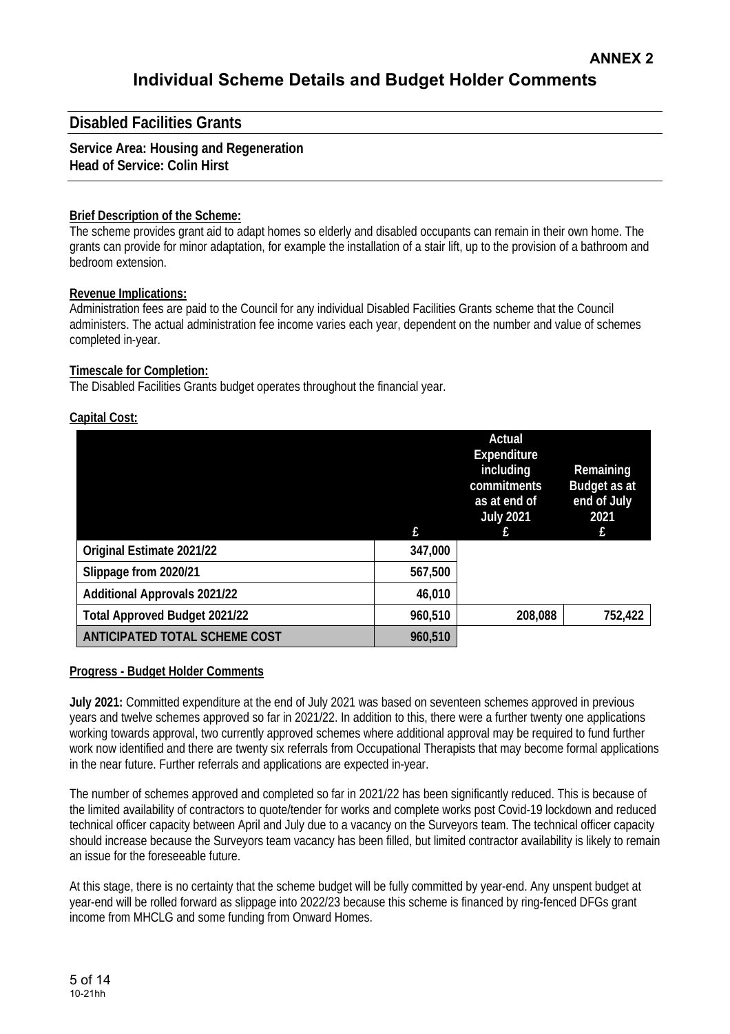**ANNEX 2**

# Individual Scheme Details and Budget Holder Comments

## Disabled Facilities Grants

**Service Area: Housing and Regeneration**
**Head of Service: Colin Hirst**

**Brief Description of the Scheme:**
The scheme provides grant aid to adapt homes so elderly and disabled occupants can remain in their own home. The grants can provide for minor adaptation, for example the installation of a stair lift, up to the provision of a bathroom and bedroom extension.

**Revenue Implications:**
Administration fees are paid to the Council for any individual Disabled Facilities Grants scheme that the Council administers. The actual administration fee income varies each year, dependent on the number and value of schemes completed in-year.

**Timescale for Completion:**
The Disabled Facilities Grants budget operates throughout the financial year.

**Capital Cost:**

| | £ | Actual Expenditure including commitments as at end of July 2021 £ | Remaining Budget as at end of July 2021 £ |
|---|---|---|---|
| Original Estimate 2021/22 | 347,000 | | |
| Slippage from 2020/21 | 567,500 | | |
| Additional Approvals 2021/22 | 46,010 | | |
| Total Approved Budget 2021/22 | 960,510 | 208,088 | 752,422 |
| ANTICIPATED TOTAL SCHEME COST | 960,510 | | |

**Progress - Budget Holder Comments**

**July 2021:** Committed expenditure at the end of July 2021 was based on seventeen schemes approved in previous years and twelve schemes approved so far in 2021/22. In addition to this, there were a further twenty one applications working towards approval, two currently approved schemes where additional approval may be required to fund further work now identified and there are twenty six referrals from Occupational Therapists that may become formal applications in the near future. Further referrals and applications are expected in-year.

The number of schemes approved and completed so far in 2021/22 has been significantly reduced. This is because of the limited availability of contractors to quote/tender for works and complete works post Covid-19 lockdown and reduced technical officer capacity between April and July due to a vacancy on the Surveyors team. The technical officer capacity should increase because the Surveyors team vacancy has been filled, but limited contractor availability is likely to remain an issue for the foreseeable future.

At this stage, there is no certainty that the scheme budget will be fully committed by year-end. Any unspent budget at year-end will be rolled forward as slippage into 2022/23 because this scheme is financed by ring-fenced DFGs grant income from MHCLG and some funding from Onward Homes.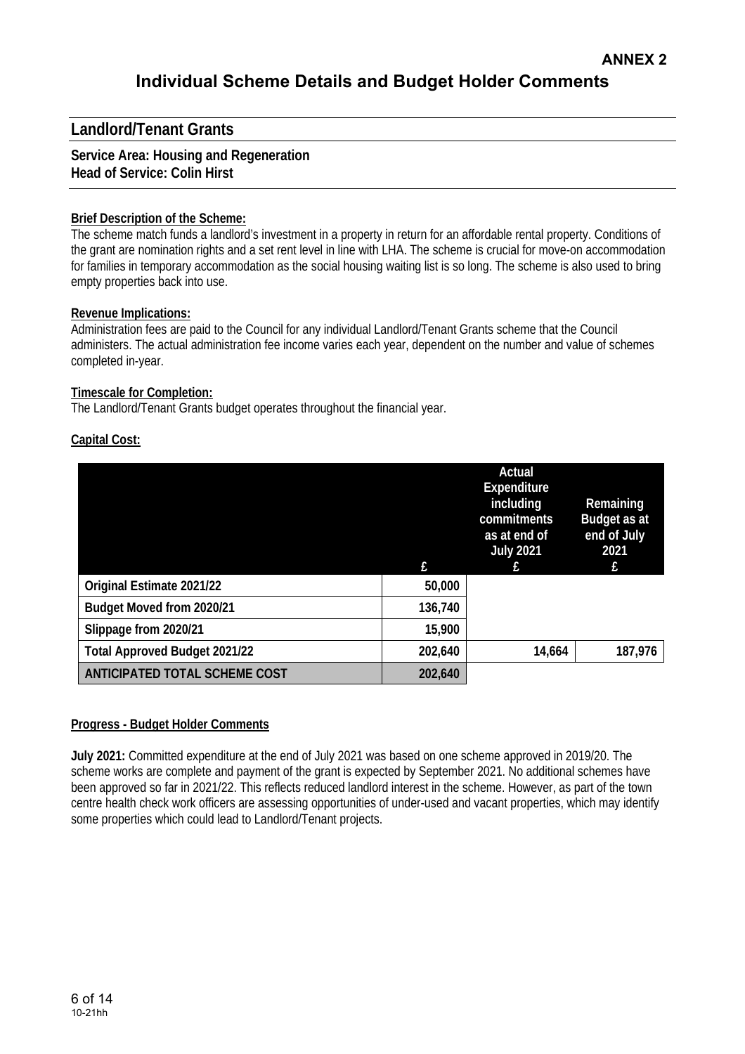**ANNEX 2**

# Individual Scheme Details and Budget Holder Comments

## Landlord/Tenant Grants

**Service Area: Housing and Regeneration**
**Head of Service: Colin Hirst**

**Brief Description of the Scheme:**
The scheme match funds a landlord's investment in a property in return for an affordable rental property. Conditions of the grant are nomination rights and a set rent level in line with LHA. The scheme is crucial for move-on accommodation for families in temporary accommodation as the social housing waiting list is so long. The scheme is also used to bring empty properties back into use.

**Revenue Implications:**
Administration fees are paid to the Council for any individual Landlord/Tenant Grants scheme that the Council administers. The actual administration fee income varies each year, dependent on the number and value of schemes completed in-year.

**Timescale for Completion:**
The Landlord/Tenant Grants budget operates throughout the financial year.

**Capital Cost:**

| | £ | Actual Expenditure including commitments as at end of July 2021 £ | Remaining Budget as at end of July 2021 £ |
|---|---|---|---|
| Original Estimate 2021/22 | 50,000 | | |
| Budget Moved from 2020/21 | 136,740 | | |
| Slippage from 2020/21 | 15,900 | | |
| Total Approved Budget 2021/22 | 202,640 | 14,664 | 187,976 |
| ANTICIPATED TOTAL SCHEME COST | 202,640 | | |

**Progress - Budget Holder Comments**

**July 2021:** Committed expenditure at the end of July 2021 was based on one scheme approved in 2019/20. The scheme works are complete and payment of the grant is expected by September 2021. No additional schemes have been approved so far in 2021/22. This reflects reduced landlord interest in the scheme. However, as part of the town centre health check work officers are assessing opportunities of under-used and vacant properties, which may identify some properties which could lead to Landlord/Tenant projects.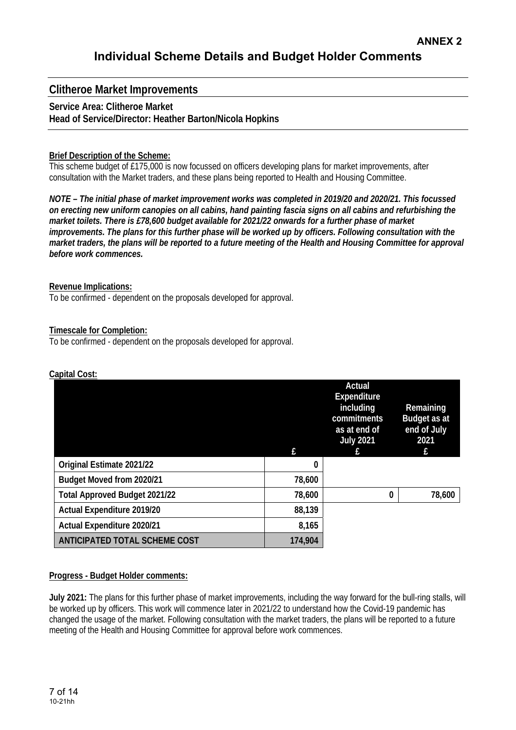**ANNEX 2**

# Individual Scheme Details and Budget Holder Comments

## Clitheroe Market Improvements

**Service Area: Clitheroe Market**
**Head of Service/Director: Heather Barton/Nicola Hopkins**

**Brief Description of the Scheme:**

This scheme budget of £175,000 is now focussed on officers developing plans for market improvements, after consultation with the Market traders, and these plans being reported to Health and Housing Committee.

***NOTE – The initial phase of market improvement works was completed in 2019/20 and 2020/21. This focussed on erecting new uniform canopies on all cabins, hand painting fascia signs on all cabins and refurbishing the market toilets. There is £78,600 budget available for 2021/22 onwards for a further phase of market improvements. The plans for this further phase will be worked up by officers. Following consultation with the market traders, the plans will be reported to a future meeting of the Health and Housing Committee for approval before work commences.***

**Revenue Implications:**

To be confirmed - dependent on the proposals developed for approval.

**Timescale for Completion:**

To be confirmed - dependent on the proposals developed for approval.

**Capital Cost:**

| | £ | Actual Expenditure including commitments as at end of July 2021 £ | Remaining Budget as at end of July 2021 £ |
|---|---|---|---|
| Original Estimate 2021/22 | 0 | | |
| Budget Moved from 2020/21 | 78,600 | | |
| Total Approved Budget 2021/22 | 78,600 | 0 | 78,600 |
| Actual Expenditure 2019/20 | 88,139 | | |
| Actual Expenditure 2020/21 | 8,165 | | |
| ANTICIPATED TOTAL SCHEME COST | 174,904 | | |

**Progress - Budget Holder comments:**

**July 2021:** The plans for this further phase of market improvements, including the way forward for the bull-ring stalls, will be worked up by officers. This work will commence later in 2021/22 to understand how the Covid-19 pandemic has changed the usage of the market. Following consultation with the market traders, the plans will be reported to a future meeting of the Health and Housing Committee for approval before work commences.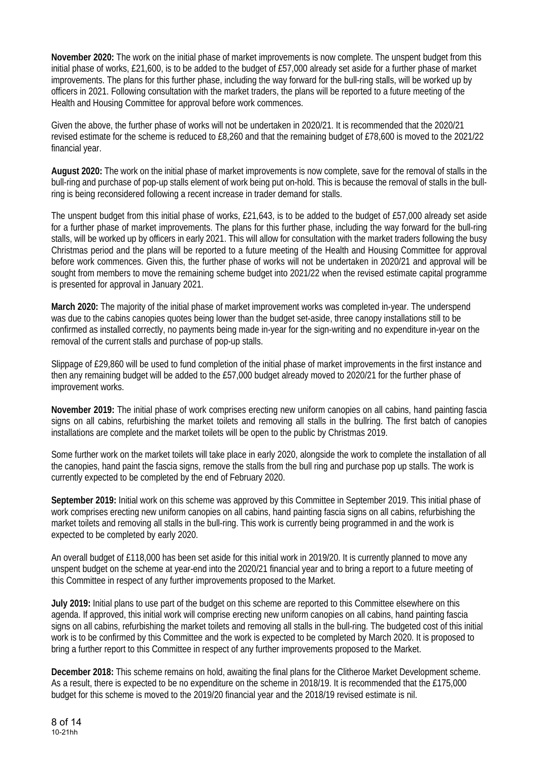**November 2020:** The work on the initial phase of market improvements is now complete. The unspent budget from this initial phase of works, £21,600, is to be added to the budget of £57,000 already set aside for a further phase of market improvements. The plans for this further phase, including the way forward for the bull-ring stalls, will be worked up by officers in 2021. Following consultation with the market traders, the plans will be reported to a future meeting of the Health and Housing Committee for approval before work commences.

Given the above, the further phase of works will not be undertaken in 2020/21. It is recommended that the 2020/21 revised estimate for the scheme is reduced to £8,260 and that the remaining budget of £78,600 is moved to the 2021/22 financial year.

**August 2020:** The work on the initial phase of market improvements is now complete, save for the removal of stalls in the bull-ring and purchase of pop-up stalls element of work being put on-hold. This is because the removal of stalls in the bull-ring is being reconsidered following a recent increase in trader demand for stalls.

The unspent budget from this initial phase of works, £21,643, is to be added to the budget of £57,000 already set aside for a further phase of market improvements. The plans for this further phase, including the way forward for the bull-ring stalls, will be worked up by officers in early 2021. This will allow for consultation with the market traders following the busy Christmas period and the plans will be reported to a future meeting of the Health and Housing Committee for approval before work commences. Given this, the further phase of works will not be undertaken in 2020/21 and approval will be sought from members to move the remaining scheme budget into 2021/22 when the revised estimate capital programme is presented for approval in January 2021.

**March 2020:** The majority of the initial phase of market improvement works was completed in-year. The underspend was due to the cabins canopies quotes being lower than the budget set-aside, three canopy installations still to be confirmed as installed correctly, no payments being made in-year for the sign-writing and no expenditure in-year on the removal of the current stalls and purchase of pop-up stalls.

Slippage of £29,860 will be used to fund completion of the initial phase of market improvements in the first instance and then any remaining budget will be added to the £57,000 budget already moved to 2020/21 for the further phase of improvement works.

**November 2019:** The initial phase of work comprises erecting new uniform canopies on all cabins, hand painting fascia signs on all cabins, refurbishing the market toilets and removing all stalls in the bullring. The first batch of canopies installations are complete and the market toilets will be open to the public by Christmas 2019.

Some further work on the market toilets will take place in early 2020, alongside the work to complete the installation of all the canopies, hand paint the fascia signs, remove the stalls from the bull ring and purchase pop up stalls. The work is currently expected to be completed by the end of February 2020.

**September 2019:** Initial work on this scheme was approved by this Committee in September 2019. This initial phase of work comprises erecting new uniform canopies on all cabins, hand painting fascia signs on all cabins, refurbishing the market toilets and removing all stalls in the bull-ring. This work is currently being programmed in and the work is expected to be completed by early 2020.

An overall budget of £118,000 has been set aside for this initial work in 2019/20. It is currently planned to move any unspent budget on the scheme at year-end into the 2020/21 financial year and to bring a report to a future meeting of this Committee in respect of any further improvements proposed to the Market.

**July 2019:** Initial plans to use part of the budget on this scheme are reported to this Committee elsewhere on this agenda. If approved, this initial work will comprise erecting new uniform canopies on all cabins, hand painting fascia signs on all cabins, refurbishing the market toilets and removing all stalls in the bull-ring. The budgeted cost of this initial work is to be confirmed by this Committee and the work is expected to be completed by March 2020. It is proposed to bring a further report to this Committee in respect of any further improvements proposed to the Market.

**December 2018:** This scheme remains on hold, awaiting the final plans for the Clitheroe Market Development scheme. As a result, there is expected to be no expenditure on the scheme in 2018/19. It is recommended that the £175,000 budget for this scheme is moved to the 2019/20 financial year and the 2018/19 revised estimate is nil.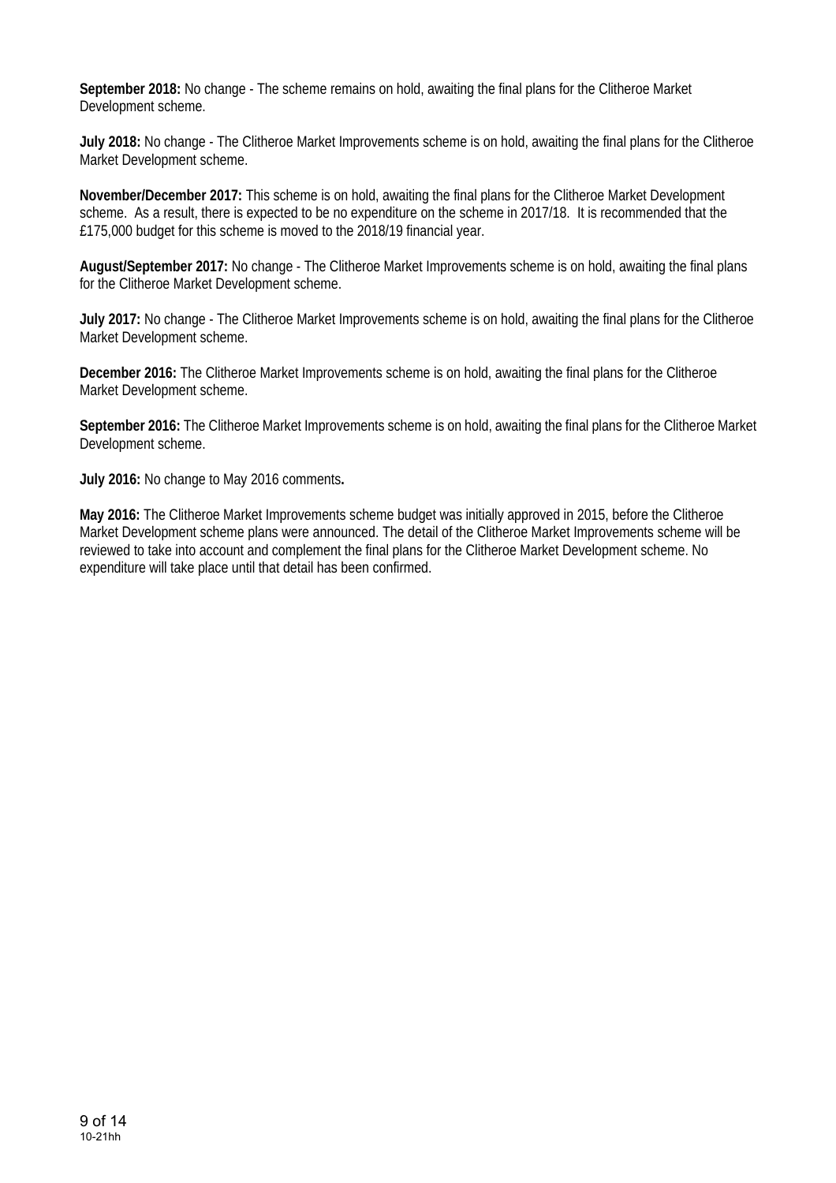**September 2018:** No change - The scheme remains on hold, awaiting the final plans for the Clitheroe Market Development scheme.

**July 2018:** No change - The Clitheroe Market Improvements scheme is on hold, awaiting the final plans for the Clitheroe Market Development scheme.

**November/December 2017:** This scheme is on hold, awaiting the final plans for the Clitheroe Market Development scheme. As a result, there is expected to be no expenditure on the scheme in 2017/18. It is recommended that the £175,000 budget for this scheme is moved to the 2018/19 financial year.

**August/September 2017:** No change - The Clitheroe Market Improvements scheme is on hold, awaiting the final plans for the Clitheroe Market Development scheme.

**July 2017:** No change - The Clitheroe Market Improvements scheme is on hold, awaiting the final plans for the Clitheroe Market Development scheme.

**December 2016:** The Clitheroe Market Improvements scheme is on hold, awaiting the final plans for the Clitheroe Market Development scheme.

**September 2016:** The Clitheroe Market Improvements scheme is on hold, awaiting the final plans for the Clitheroe Market Development scheme.

**July 2016:** No change to May 2016 comments**.**

**May 2016:** The Clitheroe Market Improvements scheme budget was initially approved in 2015, before the Clitheroe Market Development scheme plans were announced. The detail of the Clitheroe Market Improvements scheme will be reviewed to take into account and complement the final plans for the Clitheroe Market Development scheme. No expenditure will take place until that detail has been confirmed.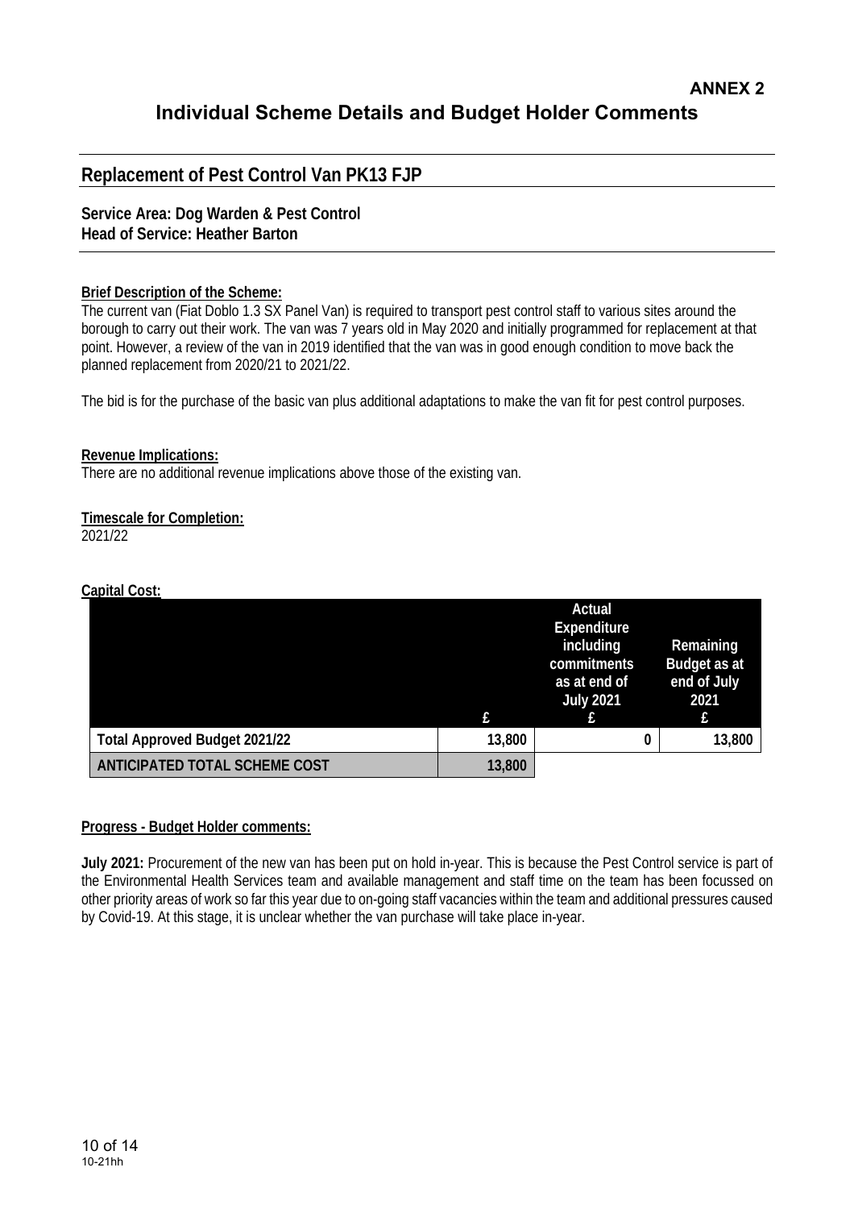**ANNEX 2**

# Individual Scheme Details and Budget Holder Comments

## Replacement of Pest Control Van PK13 FJP

**Service Area: Dog Warden & Pest Control**
**Head of Service: Heather Barton**

**Brief Description of the Scheme:**
The current van (Fiat Doblo 1.3 SX Panel Van) is required to transport pest control staff to various sites around the borough to carry out their work. The van was 7 years old in May 2020 and initially programmed for replacement at that point. However, a review of the van in 2019 identified that the van was in good enough condition to move back the planned replacement from 2020/21 to 2021/22.

The bid is for the purchase of the basic van plus additional adaptations to make the van fit for pest control purposes.

**Revenue Implications:**
There are no additional revenue implications above those of the existing van.

**Timescale for Completion:**
2021/22

**Capital Cost:**

| | £ | Actual Expenditure including commitments as at end of July 2021 £ | Remaining Budget as at end of July 2021 £ |
|---|---|---|---|
| Total Approved Budget 2021/22 | 13,800 | 0 | 13,800 |
| ANTICIPATED TOTAL SCHEME COST | 13,800 | | |

**Progress - Budget Holder comments:**

**July 2021:** Procurement of the new van has been put on hold in-year. This is because the Pest Control service is part of the Environmental Health Services team and available management and staff time on the team has been focussed on other priority areas of work so far this year due to on-going staff vacancies within the team and additional pressures caused by Covid-19. At this stage, it is unclear whether the van purchase will take place in-year.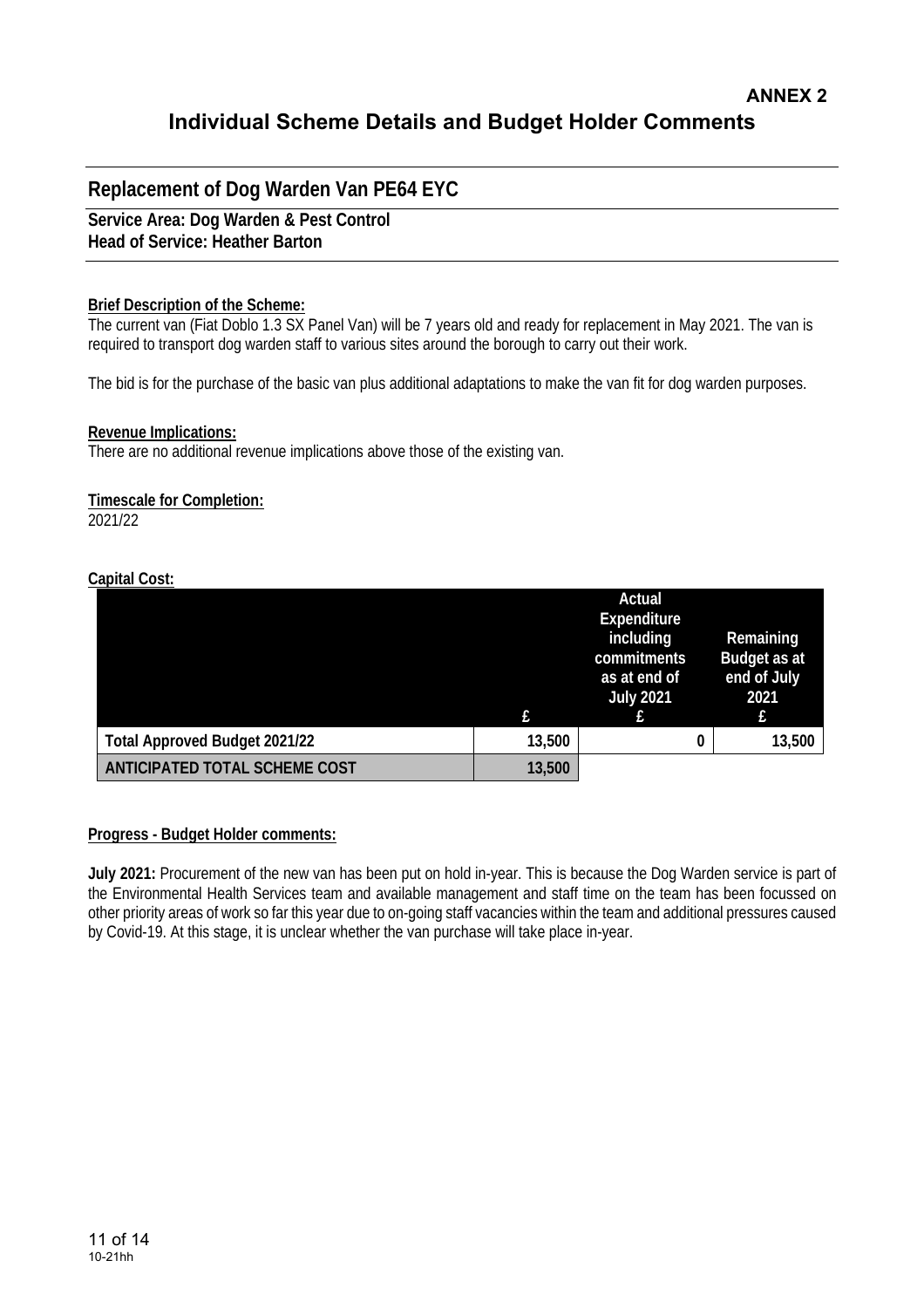ANNEX 2

# Individual Scheme Details and Budget Holder Comments

## Replacement of Dog Warden Van PE64 EYC

**Service Area: Dog Warden & Pest Control**
**Head of Service: Heather Barton**

**Brief Description of the Scheme:**
The current van (Fiat Doblo 1.3 SX Panel Van) will be 7 years old and ready for replacement in May 2021. The van is required to transport dog warden staff to various sites around the borough to carry out their work.

The bid is for the purchase of the basic van plus additional adaptations to make the van fit for dog warden purposes.

**Revenue Implications:**
There are no additional revenue implications above those of the existing van.

**Timescale for Completion:**
2021/22

**Capital Cost:**

| | £ | Actual Expenditure including commitments as at end of July 2021 £ | Remaining Budget as at end of July 2021 £ |
|---|---|---|---|
| **Total Approved Budget 2021/22** | 13,500 | 0 | 13,500 |
| **ANTICIPATED TOTAL SCHEME COST** | 13,500 | | |

**Progress - Budget Holder comments:**

**July 2021:** Procurement of the new van has been put on hold in-year. This is because the Dog Warden service is part of the Environmental Health Services team and available management and staff time on the team has been focussed on other priority areas of work so far this year due to on-going staff vacancies within the team and additional pressures caused by Covid-19. At this stage, it is unclear whether the van purchase will take place in-year.

10-21hh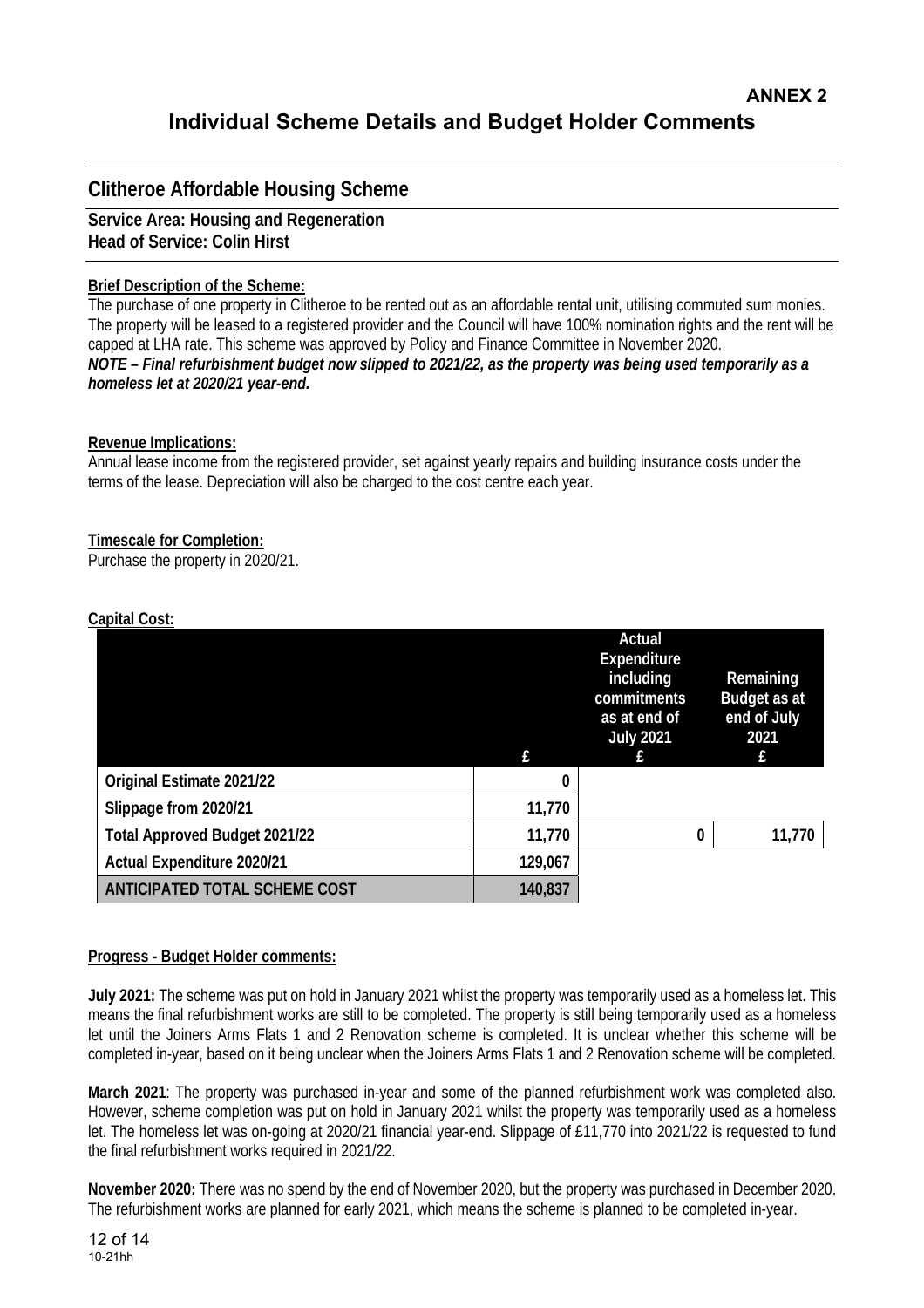**ANNEX 2**

# Individual Scheme Details and Budget Holder Comments

## Clitheroe Affordable Housing Scheme

**Service Area: Housing and Regeneration**
**Head of Service: Colin Hirst**

**Brief Description of the Scheme:**

The purchase of one property in Clitheroe to be rented out as an affordable rental unit, utilising commuted sum monies. The property will be leased to a registered provider and the Council will have 100% nomination rights and the rent will be capped at LHA rate. This scheme was approved by Policy and Finance Committee in November 2020.

***NOTE – Final refurbishment budget now slipped to 2021/22, as the property was being used temporarily as a homeless let at 2020/21 year-end.***

**Revenue Implications:**

Annual lease income from the registered provider, set against yearly repairs and building insurance costs under the terms of the lease. Depreciation will also be charged to the cost centre each year.

**Timescale for Completion:**

Purchase the property in 2020/21.

**Capital Cost:**

| | £ | Actual Expenditure including commitments as at end of July 2021 £ | Remaining Budget as at end of July 2021 £ |
|---|---|---|---|
| Original Estimate 2021/22 | 0 | | |
| Slippage from 2020/21 | 11,770 | | |
| Total Approved Budget 2021/22 | 11,770 | 0 | 11,770 |
| Actual Expenditure 2020/21 | 129,067 | | |
| ANTICIPATED TOTAL SCHEME COST | 140,837 | | |

**Progress - Budget Holder comments:**

**July 2021:** The scheme was put on hold in January 2021 whilst the property was temporarily used as a homeless let. This means the final refurbishment works are still to be completed. The property is still being temporarily used as a homeless let until the Joiners Arms Flats 1 and 2 Renovation scheme is completed. It is unclear whether this scheme will be completed in-year, based on it being unclear when the Joiners Arms Flats 1 and 2 Renovation scheme will be completed.

**March 2021**: The property was purchased in-year and some of the planned refurbishment work was completed also. However, scheme completion was put on hold in January 2021 whilst the property was temporarily used as a homeless let. The homeless let was on-going at 2020/21 financial year-end. Slippage of £11,770 into 2021/22 is requested to fund the final refurbishment works required in 2021/22.

**November 2020:** There was no spend by the end of November 2020, but the property was purchased in December 2020. The refurbishment works are planned for early 2021, which means the scheme is planned to be completed in-year.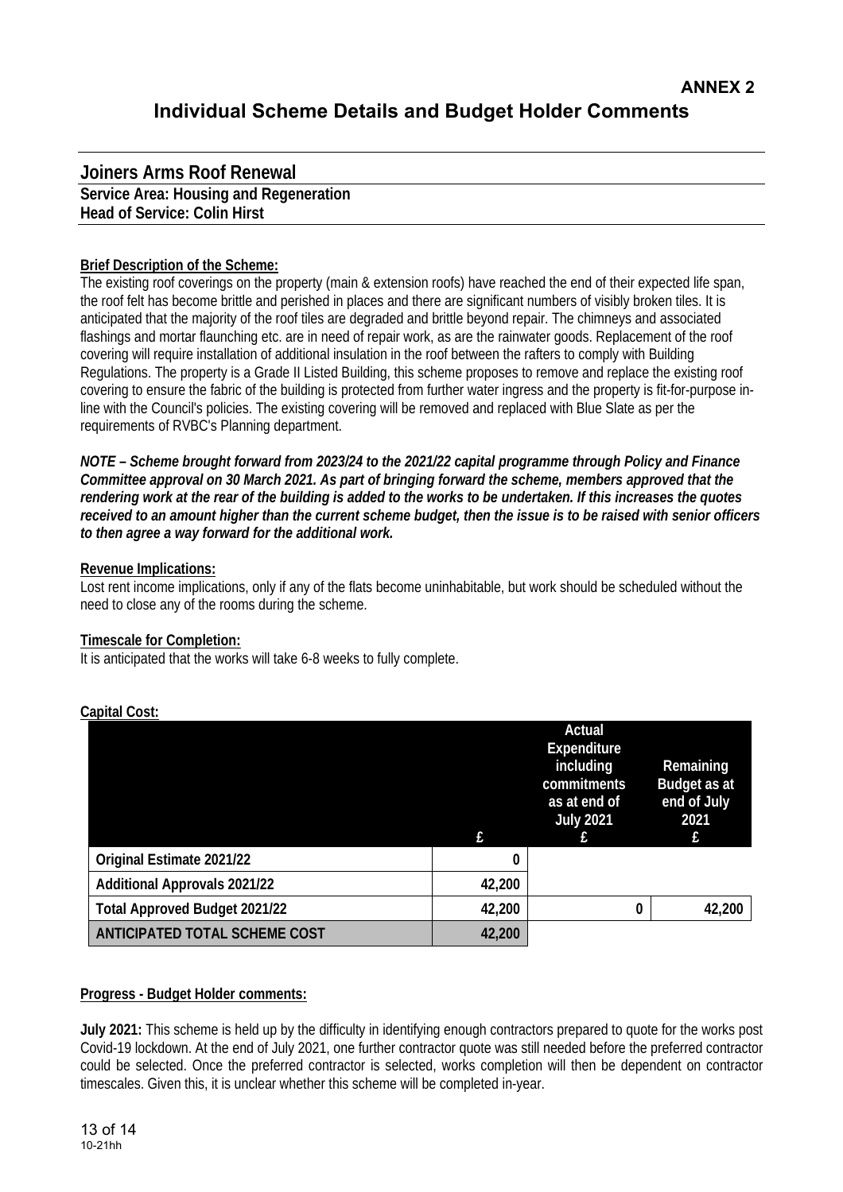**ANNEX 2**

# Individual Scheme Details and Budget Holder Comments

## Joiners Arms Roof Renewal

**Service Area: Housing and Regeneration**
**Head of Service: Colin Hirst**

**Brief Description of the Scheme:**
The existing roof coverings on the property (main & extension roofs) have reached the end of their expected life span, the roof felt has become brittle and perished in places and there are significant numbers of visibly broken tiles. It is anticipated that the majority of the roof tiles are degraded and brittle beyond repair. The chimneys and associated flashings and mortar flaunching etc. are in need of repair work, as are the rainwater goods. Replacement of the roof covering will require installation of additional insulation in the roof between the rafters to comply with Building Regulations. The property is a Grade II Listed Building, this scheme proposes to remove and replace the existing roof covering to ensure the fabric of the building is protected from further water ingress and the property is fit-for-purpose in-line with the Council's policies. The existing covering will be removed and replaced with Blue Slate as per the requirements of RVBC's Planning department.

***NOTE – Scheme brought forward from 2023/24 to the 2021/22 capital programme through Policy and Finance Committee approval on 30 March 2021. As part of bringing forward the scheme, members approved that the rendering work at the rear of the building is added to the works to be undertaken. If this increases the quotes received to an amount higher than the current scheme budget, then the issue is to be raised with senior officers to then agree a way forward for the additional work.***

**Revenue Implications:**
Lost rent income implications, only if any of the flats become uninhabitable, but work should be scheduled without the need to close any of the rooms during the scheme.

**Timescale for Completion:**
It is anticipated that the works will take 6-8 weeks to fully complete.

**Capital Cost:**

| | £ | Actual Expenditure including commitments as at end of July 2021 £ | Remaining Budget as at end of July 2021 £ |
|---|---|---|---|
| Original Estimate 2021/22 | 0 | | |
| Additional Approvals 2021/22 | 42,200 | | |
| Total Approved Budget 2021/22 | 42,200 | 0 | 42,200 |
| ANTICIPATED TOTAL SCHEME COST | 42,200 | | |

**Progress - Budget Holder comments:**

**July 2021:** This scheme is held up by the difficulty in identifying enough contractors prepared to quote for the works post Covid-19 lockdown. At the end of July 2021, one further contractor quote was still needed before the preferred contractor could be selected. Once the preferred contractor is selected, works completion will then be dependent on contractor timescales. Given this, it is unclear whether this scheme will be completed in-year.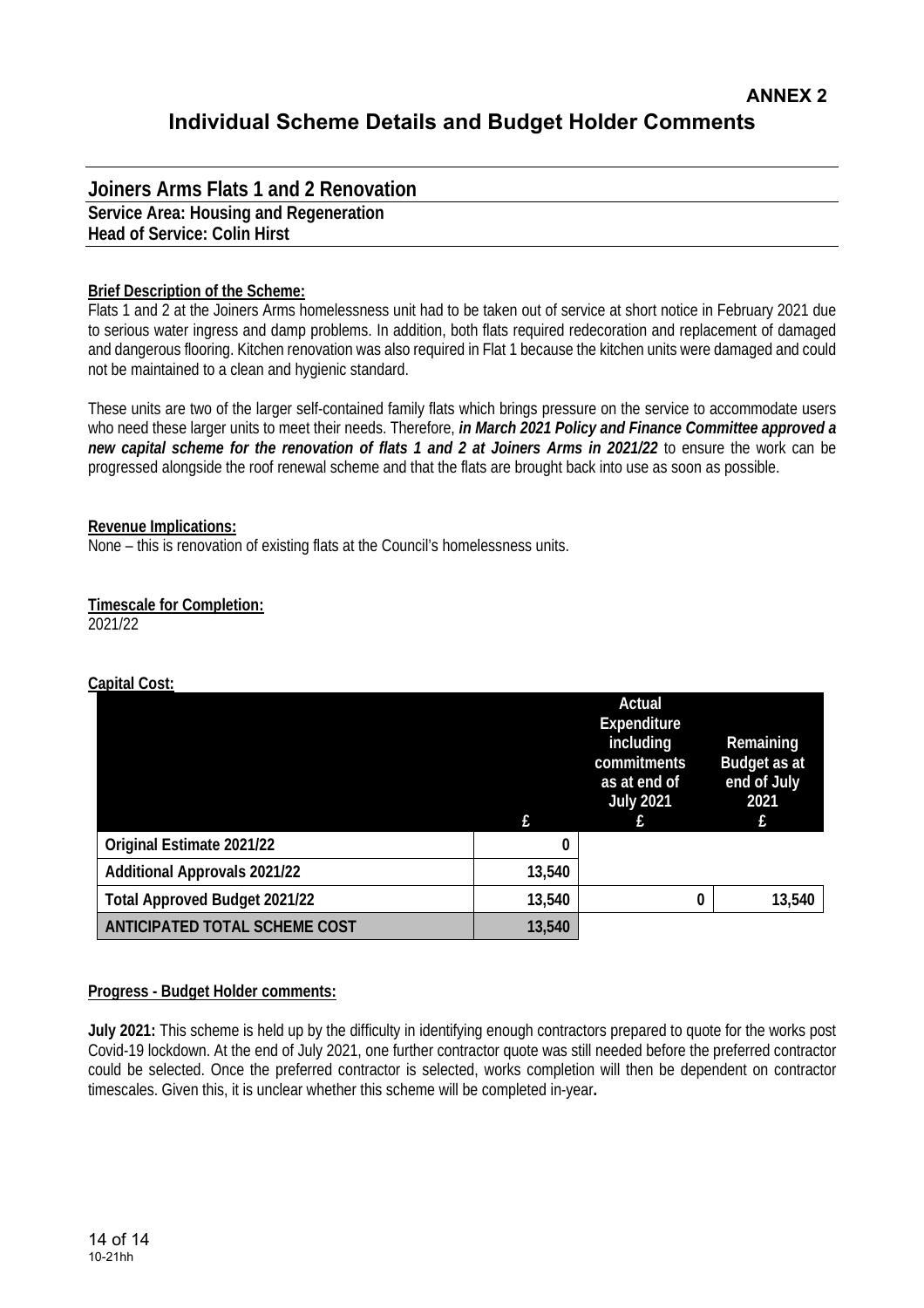**ANNEX 2**

# Individual Scheme Details and Budget Holder Comments

## Joiners Arms Flats 1 and 2 Renovation

**Service Area: Housing and Regeneration**
**Head of Service: Colin Hirst**

**Brief Description of the Scheme:**

Flats 1 and 2 at the Joiners Arms homelessness unit had to be taken out of service at short notice in February 2021 due to serious water ingress and damp problems. In addition, both flats required redecoration and replacement of damaged and dangerous flooring. Kitchen renovation was also required in Flat 1 because the kitchen units were damaged and could not be maintained to a clean and hygienic standard.

These units are two of the larger self-contained family flats which brings pressure on the service to accommodate users who need these larger units to meet their needs. Therefore, ***in March 2021 Policy and Finance Committee approved a new capital scheme for the renovation of flats 1 and 2 at Joiners Arms in 2021/22*** to ensure the work can be progressed alongside the roof renewal scheme and that the flats are brought back into use as soon as possible.

**Revenue Implications:**

None – this is renovation of existing flats at the Council's homelessness units.

**Timescale for Completion:**

2021/22

**Capital Cost:**

| | £ | Actual Expenditure including commitments as at end of July 2021 £ | Remaining Budget as at end of July 2021 £ |
|---|---|---|---|
| Original Estimate 2021/22 | 0 | | |
| Additional Approvals 2021/22 | 13,540 | | |
| Total Approved Budget 2021/22 | 13,540 | 0 | 13,540 |
| ANTICIPATED TOTAL SCHEME COST | 13,540 | | |

**Progress - Budget Holder comments:**

**July 2021:** This scheme is held up by the difficulty in identifying enough contractors prepared to quote for the works post Covid-19 lockdown. At the end of July 2021, one further contractor quote was still needed before the preferred contractor could be selected. Once the preferred contractor is selected, works completion will then be dependent on contractor timescales. Given this, it is unclear whether this scheme will be completed in-year.

10-21hh